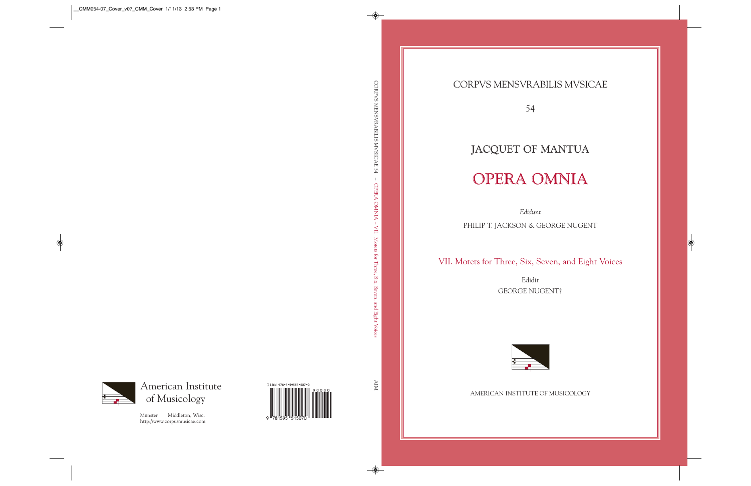CORPVS MENSVRABILIS MVSICAE

54

# JACQUET OF MANTUA

# OPERA OMNIA

*Edidunt*

PHILIP T. JACKSON & GEORGE NUGENT

## VII. Motets for Three, Six, Seven, and Eight Voices

Edidit

GEORGE NUGENT†

AMERICAN INSTITUTE OF MUSICOLOGY

CORPVS MENSVRABILIS MVSICAE 54 — OPERA OMNIA – VII. Motets for Three, Six, Seven, and Eight Voices

AIM

American Institute of Musicology

Münster Middleton, Wisc.
http://www.corpusmusicae.com

ISBN 978-1-59551-507-0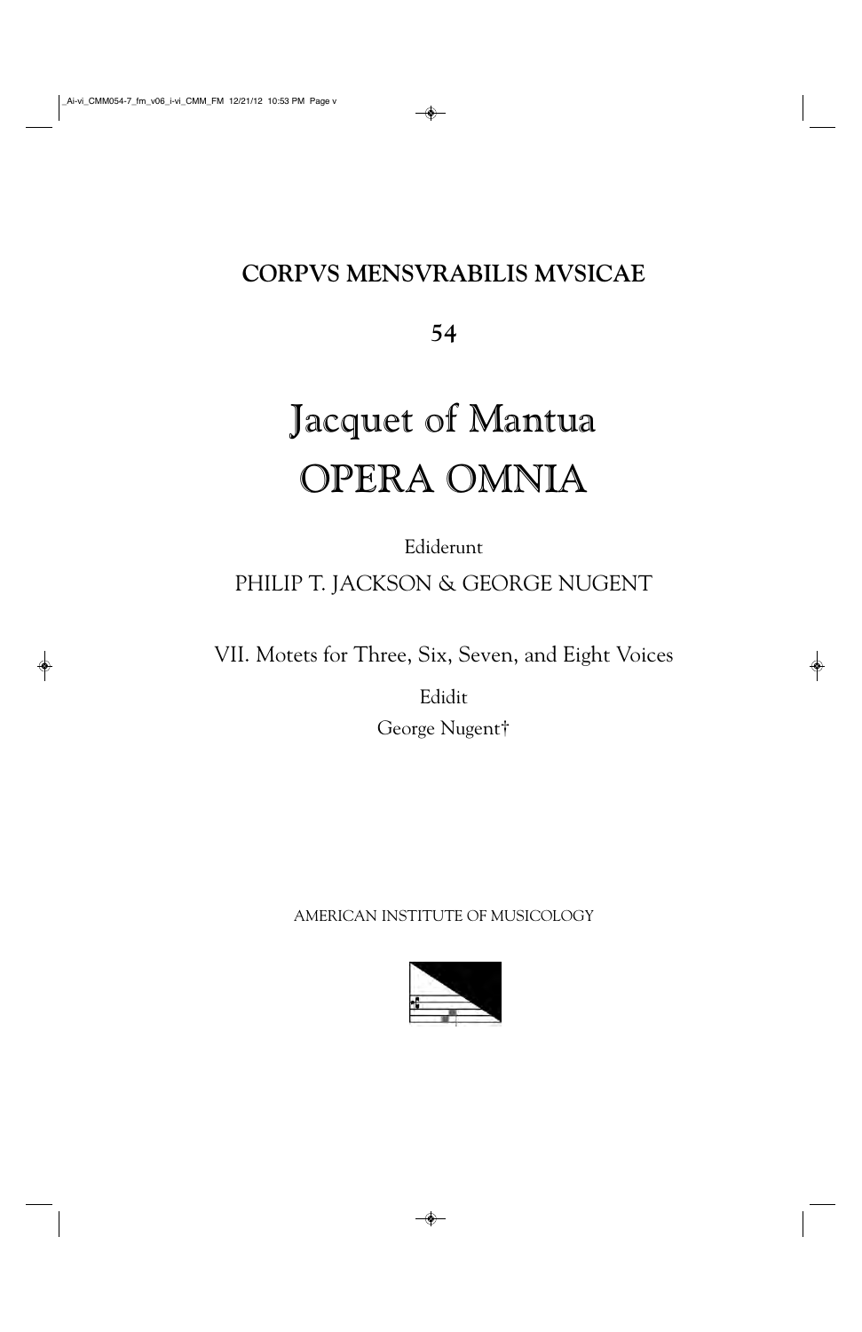# CORPVS MENSVRABILIS MVSICAE

## 54

# Jacquet of Mantua
# OPERA OMNIA

Ediderunt

PHILIP T. JACKSON & GEORGE NUGENT

VII. Motets for Three, Six, Seven, and Eight Voices

Edidit

George Nugent†

AMERICAN INSTITUTE OF MUSICOLOGY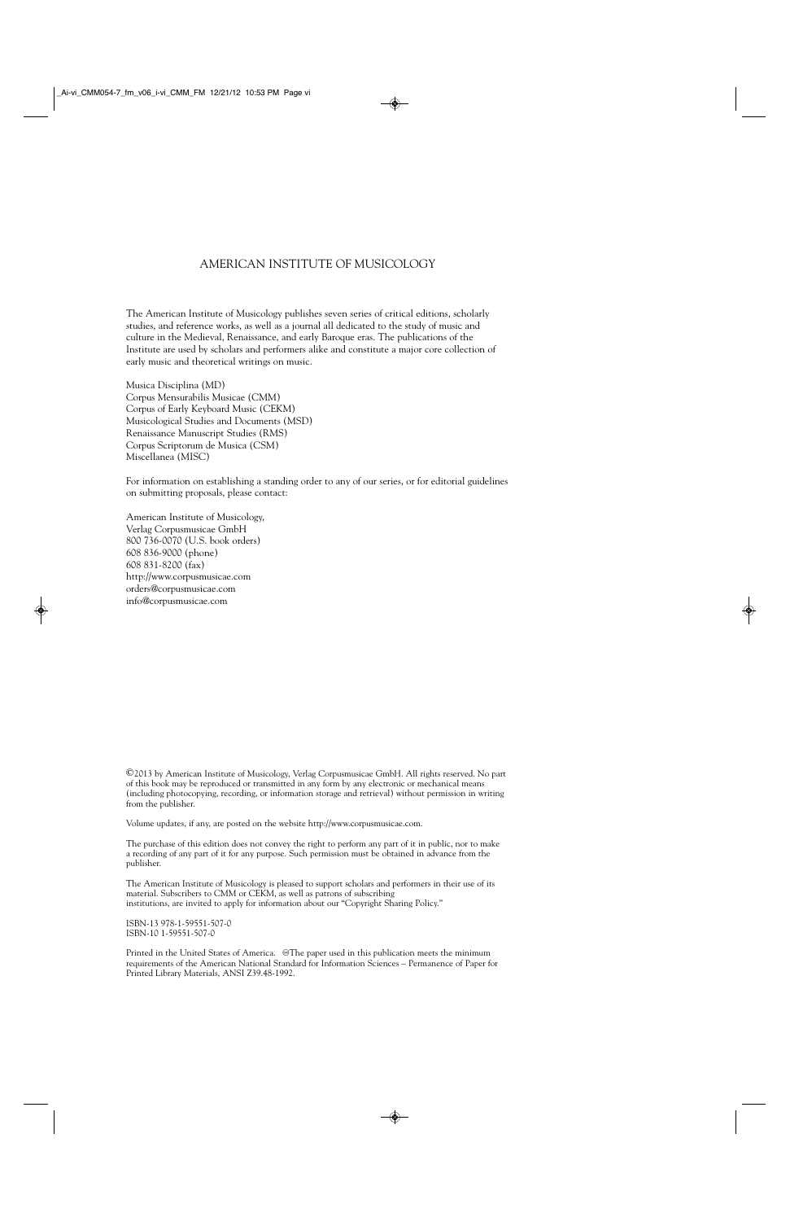# AMERICAN INSTITUTE OF MUSICOLOGY

The American Institute of Musicology publishes seven series of critical editions, scholarly studies, and reference works, as well as a journal all dedicated to the study of music and culture in the Medieval, Renaissance, and early Baroque eras. The publications of the Institute are used by scholars and performers alike and constitute a major core collection of early music and theoretical writings on music.

Musica Disciplina (MD)
Corpus Mensurabilis Musicae (CMM)
Corpus of Early Keyboard Music (CEKM)
Musicological Studies and Documents (MSD)
Renaissance Manuscript Studies (RMS)
Corpus Scriptorum de Musica (CSM)
Miscellanea (MISC)

For information on establishing a standing order to any of our series, or for editorial guidelines on submitting proposals, please contact:

American Institute of Musicology,
Verlag Corpusmusicae GmbH
800 736-0070 (U.S. book orders)
608 836-9000 (phone)
608 831-8200 (fax)
http://www.corpusmusicae.com
orders@corpusmusicae.com
info@corpusmusicae.com

©2013 by American Institute of Musicology, Verlag Corpusmusicae GmbH. All rights reserved. No part of this book may be reproduced or transmitted in any form by any electronic or mechanical means (including photocopying, recording, or information storage and retrieval) without permission in writing from the publisher.

Volume updates, if any, are posted on the website http://www.corpusmusicae.com.

The purchase of this edition does not convey the right to perform any part of it in public, nor to make a recording of any part of it for any purpose. Such permission must be obtained in advance from the publisher.

The American Institute of Musicology is pleased to support scholars and performers in their use of its material. Subscribers to CMM or CEKM, as well as patrons of subscribing institutions, are invited to apply for information about our "Copyright Sharing Policy."

ISBN-13 978-1-59551-507-0
ISBN-10 1-59551-507-0

Printed in the United States of America. ∞The paper used in this publication meets the minimum requirements of the American National Standard for Information Sciences – Permanence of Paper for Printed Library Materials, ANSI Z39.48-1992.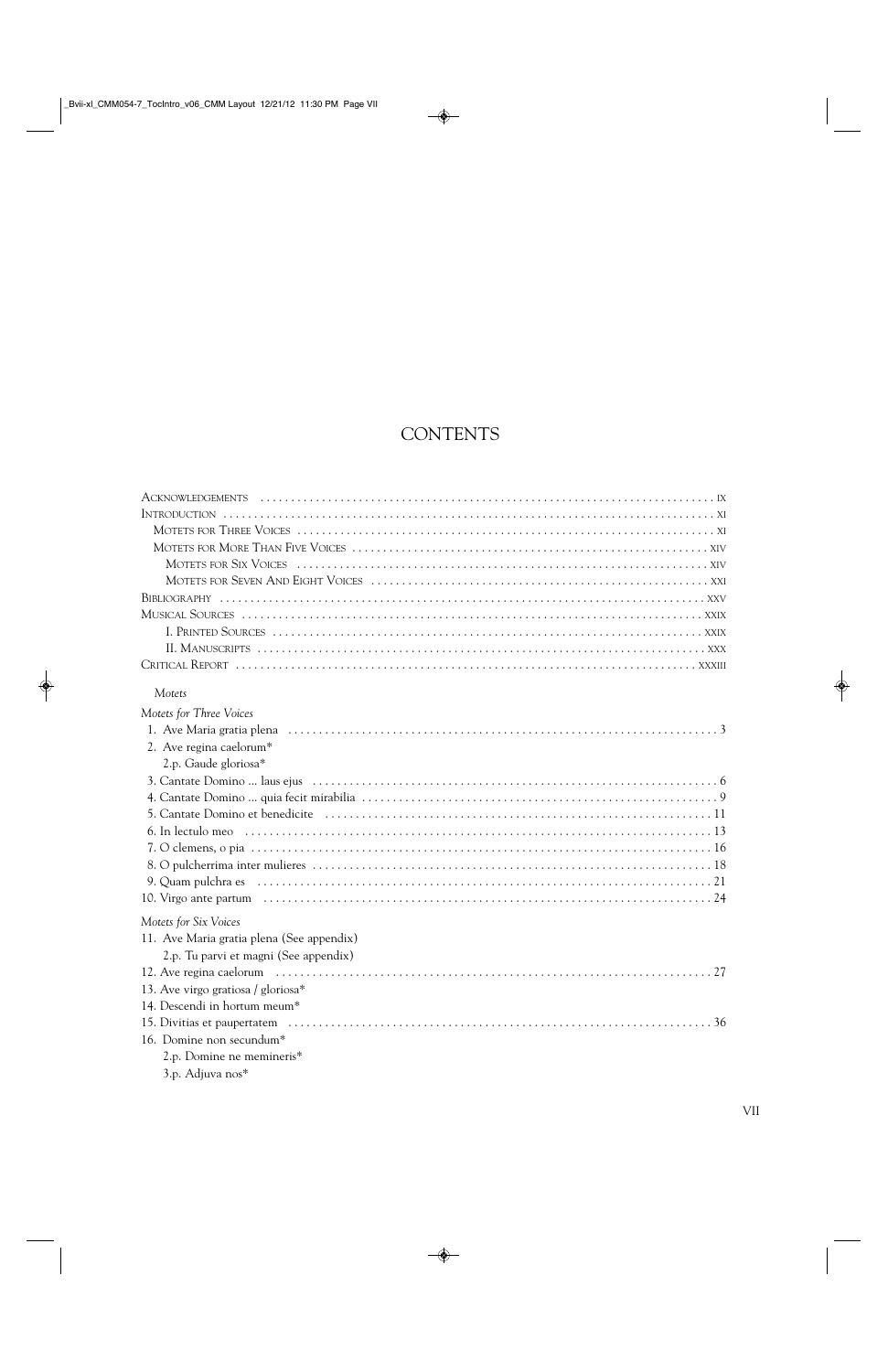# CONTENTS

- Acknowledgements .......... ix
- Introduction .......... xi
  - Motets for Three Voices .......... xi
  - Motets for More Than Five Voices .......... xiv
    - Motets for Six Voices .......... xiv
    - Motets for Seven And Eight Voices .......... xxi
- Bibliography .......... xxv
- Musical Sources .......... xxix
  - I. Printed Sources .......... xxix
  - II. Manuscripts .......... xxx
- Critical Report .......... xxxiii

*Motets*

*Motets for Three Voices*

1. Ave Maria gratia plena .......... 3
2. Ave regina caelorum*
   2.p. Gaude gloriosa*
3. Cantate Domino ... laus ejus .......... 6
4. Cantate Domino ... quia fecit mirabilia .......... 9
5. Cantate Domino et benedicite .......... 11
6. In lectulo meo .......... 13
7. O clemens, o pia .......... 16
8. O pulcherrima inter mulieres .......... 18
9. Quam pulchra es .......... 21
10. Virgo ante partum .......... 24

*Motets for Six Voices*

11. Ave Maria gratia plena (See appendix)
    2.p. Tu parvi et magni (See appendix)
12. Ave regina caelorum .......... 27
13. Ave virgo gratiosa / gloriosa*
14. Descendi in hortum meum*
15. Divitias et paupertatem .......... 36
16. Domine non secundum*
    2.p. Domine ne memineris*
    3.p. Adjuva nos*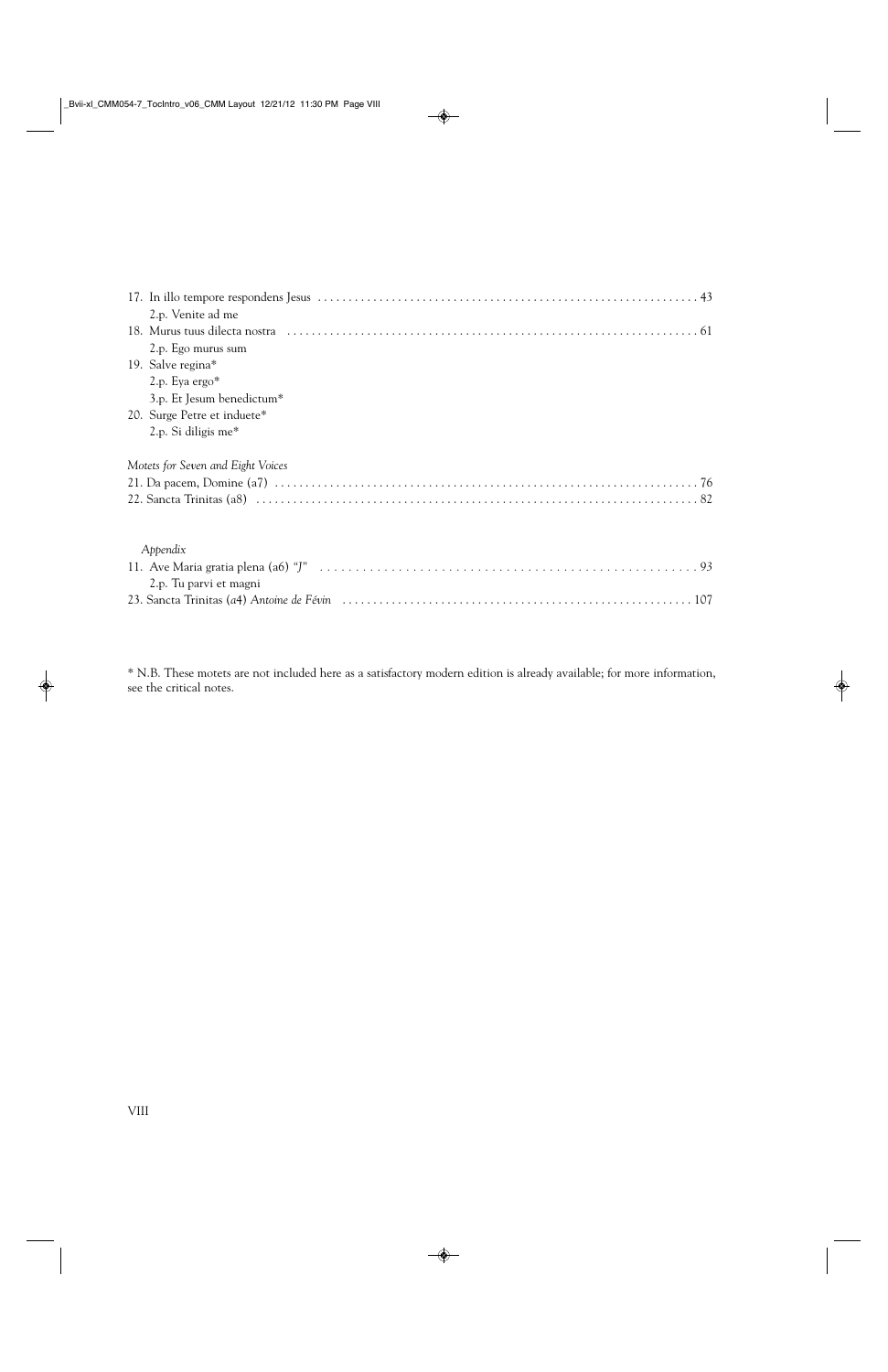17. In illo tempore respondens Jesus . . . . . . . . . . . . . . . . . . . . . . . . . . . . . . . . . . . . . . . . . . . . . . . . . . . . . . . . . . . . . 43
    2.p. Venite ad me
18. Murus tuus dilecta nostra . . . . . . . . . . . . . . . . . . . . . . . . . . . . . . . . . . . . . . . . . . . . . . . . . . . . . . . . . . . . . . . . . . 61
    2.p. Ego murus sum
19. Salve regina*
    2.p. Eya ergo*
    3.p. Et Jesum benedictum*
20. Surge Petre et induete*
    2.p. Si diligis me*

*Motets for Seven and Eight Voices*

21. Da pacem, Domine (a7) . . . . . . . . . . . . . . . . . . . . . . . . . . . . . . . . . . . . . . . . . . . . . . . . . . . . . . . . . . . . . . . . . . . . 76
22. Sancta Trinitas (a8) . . . . . . . . . . . . . . . . . . . . . . . . . . . . . . . . . . . . . . . . . . . . . . . . . . . . . . . . . . . . . . . . . . . . . . . 82

*Appendix*

11. Ave Maria gratia plena (a6) *"J"* . . . . . . . . . . . . . . . . . . . . . . . . . . . . . . . . . . . . . . . . . . . . . . . . . . . . . . . 93
    2.p. Tu parvi et magni
23. Sancta Trinitas (*a*4) *Antoine de Févin* . . . . . . . . . . . . . . . . . . . . . . . . . . . . . . . . . . . . . . . . . . . . . . . . . . . . . . . 107

* N.B. These motets are not included here as a satisfactory modern edition is already available; for more information, see the critical notes.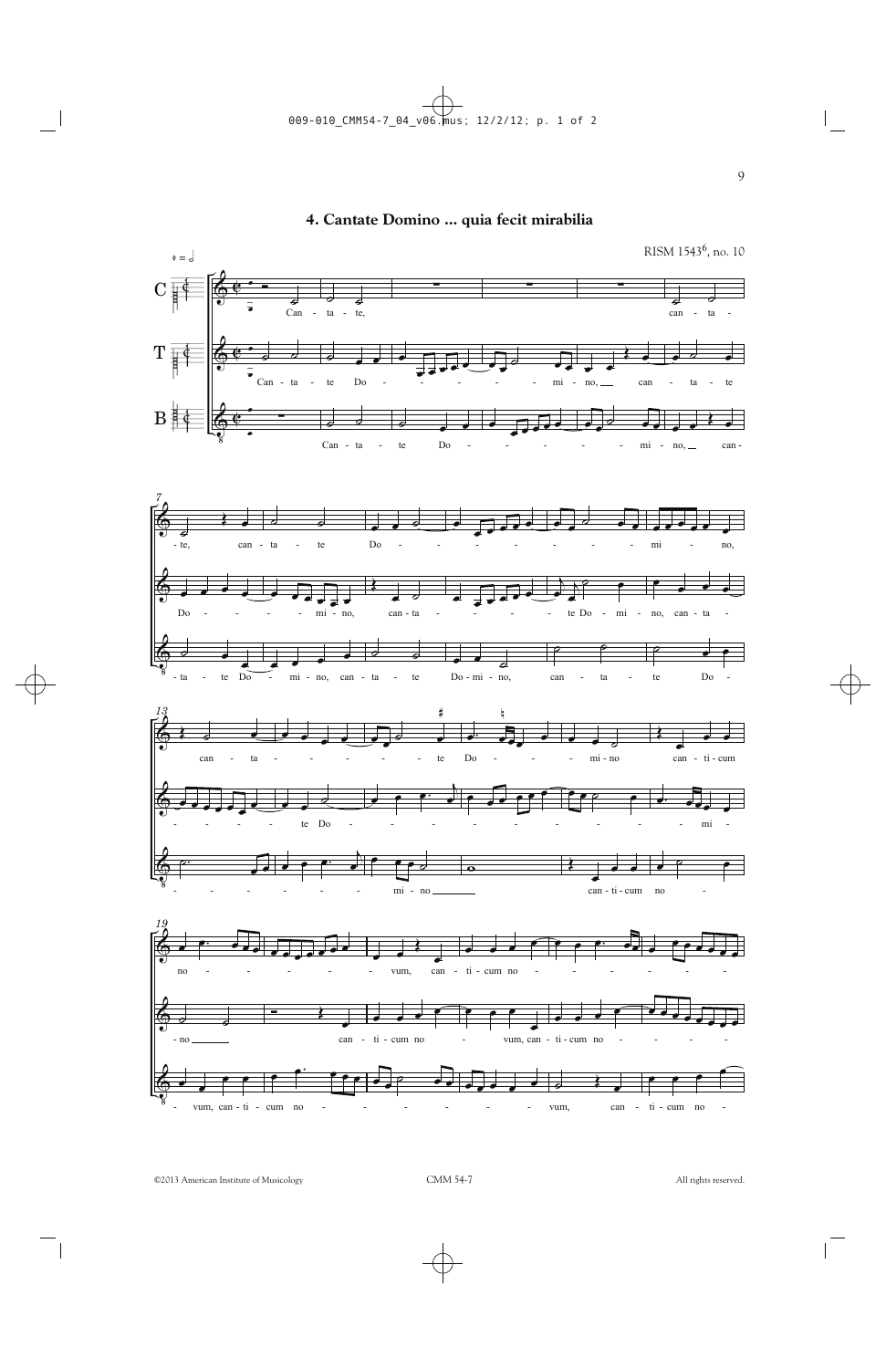# 4. Cantate Domino ... quia fecit mirabilia

RISM 1543[6], no. 10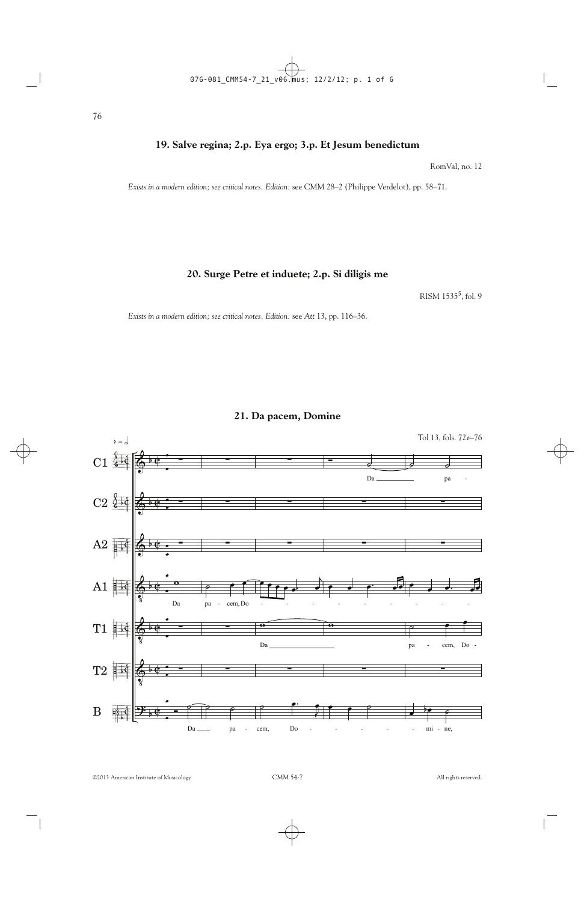## 19. Salve regina; 2.p. Eya ergo; 3.p. Et Jesum benedictum

RomVal, no. 12

*Exists in a modern edition; see critical notes. Edition:* see CMM 28–2 (Philippe Verdelot), pp. 58–71.

## 20. Surge Petre et induete; 2.p. Si diligis me

RISM 1535[5], fol. 9

*Exists in a modern edition; see critical notes. Edition:* see *Att* 13, pp. 116–36.

## 21. Da pacem, Domine

Tol 13, fols. 72*v*–76

©2013 American Institute of Musicology CMM 54-7 All rights reserved.